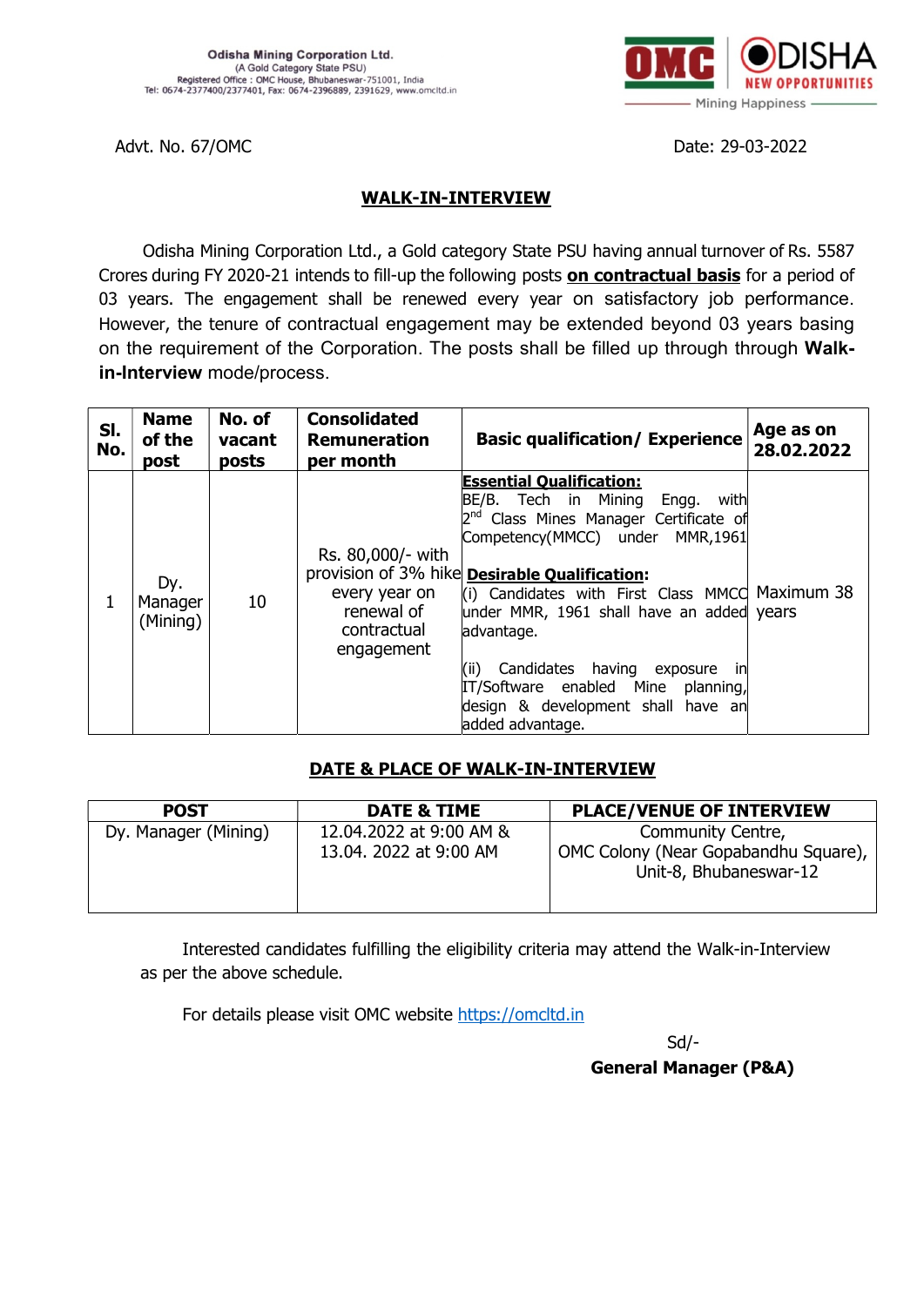**Odisha Mining Corporation Ltd.**
(A Gold Category State PSU)
Registered Office : OMC House, Bhubaneswar-751001, India
Tel: 0674-2377400/2377401, Fax: 0674-2396889, 2391629, www.omcltd.in

OMC | ODISHA NEW OPPORTUNITIES | Mining Happiness

Advt. No. 67/OMC | Date: 29-03-2022

## WALK-IN-INTERVIEW

Odisha Mining Corporation Ltd., a Gold category State PSU having annual turnover of Rs. 5587 Crores during FY 2020-21 intends to fill-up the following posts **on contractual basis** for a period of 03 years. The engagement shall be renewed every year on satisfactory job performance. However, the tenure of contractual engagement may be extended beyond 03 years basing on the requirement of the Corporation. The posts shall be filled up through through **Walk-in-Interview** mode/process.

| Sl. No. | Name of the post | No. of vacant posts | Consolidated Remuneration per month | Basic qualification/ Experience | Age as on 28.02.2022 |
|---|---|---|---|---|---|
| 1 | Dy. Manager (Mining) | 10 | Rs. 80,000/- with provision of 3% hike every year on renewal of contractual engagement | **Essential Qualification:** BE/B. Tech in Mining Engg. with 2nd Class Mines Manager Certificate of Competency(MMCC) under MMR,1961 **Desirable Qualification:** (i) Candidates with First Class MMCC under MMR, 1961 shall have an added advantage. (ii) Candidates having exposure in IT/Software enabled Mine planning, design & development shall have an added advantage. | Maximum 38 years |

## DATE & PLACE OF WALK-IN-INTERVIEW

| POST | DATE & TIME | PLACE/VENUE OF INTERVIEW |
|---|---|---|
| Dy. Manager (Mining) | 12.04.2022 at 9:00 AM & 13.04. 2022 at 9:00 AM | Community Centre, OMC Colony (Near Gopabandhu Square), Unit-8, Bhubaneswar-12 |

Interested candidates fulfilling the eligibility criteria may attend the Walk-in-Interview as per the above schedule.

For details please visit OMC website https://omcltd.in

Sd/-
**General Manager (P&A)**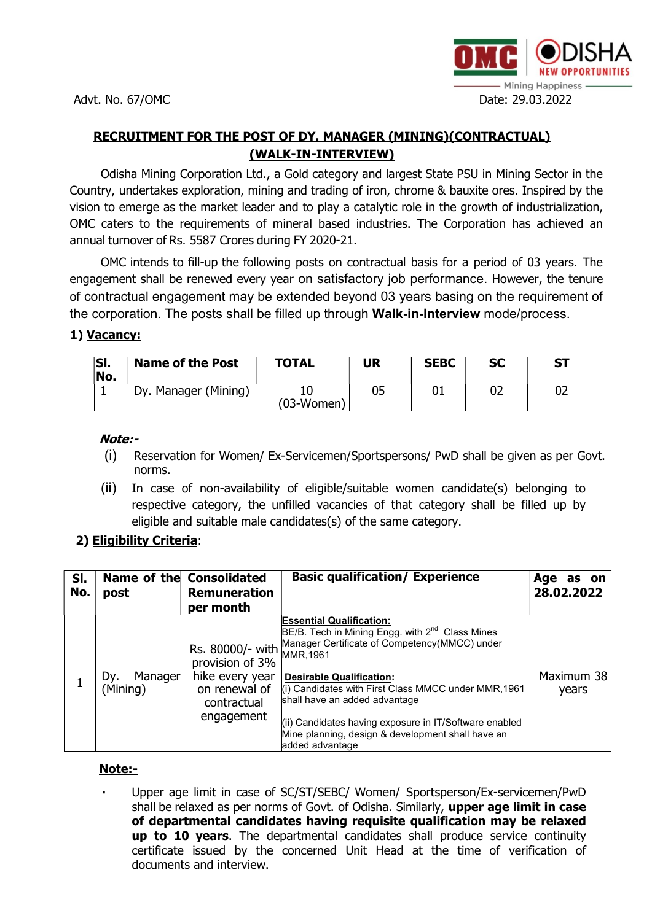Advt. No. 67/OMC

Date: 29.03.2022

## RECRUITMENT FOR THE POST OF DY. MANAGER (MINING)(CONTRACTUAL) (WALK-IN-INTERVIEW)

Odisha Mining Corporation Ltd., a Gold category and largest State PSU in Mining Sector in the Country, undertakes exploration, mining and trading of iron, chrome & bauxite ores. Inspired by the vision to emerge as the market leader and to play a catalytic role in the growth of industrialization, OMC caters to the requirements of mineral based industries. The Corporation has achieved an annual turnover of Rs. 5587 Crores during FY 2020-21.

OMC intends to fill-up the following posts on contractual basis for a period of 03 years. The engagement shall be renewed every year on satisfactory job performance. However, the tenure of contractual engagement may be extended beyond 03 years basing on the requirement of the corporation. The posts shall be filled up through **Walk-in-Interview** mode/process.

### 1) Vacancy:

| Sl. No. | Name of the Post | TOTAL | UR | SEBC | SC | ST |
|---|---|---|---|---|---|---|
| 1 | Dy. Manager (Mining) | 10 (03-Women) | 05 | 01 | 02 | 02 |

***Note:-***

(i) Reservation for Women/ Ex-Servicemen/Sportspersons/ PwD shall be given as per Govt. norms.

(ii) In case of non-availability of eligible/suitable women candidate(s) belonging to respective category, the unfilled vacancies of that category shall be filled up by eligible and suitable male candidates(s) of the same category.

### 2) Eligibility Criteria:

| Sl. No. | Name of the post | Consolidated Remuneration per month | Basic qualification/ Experience | Age as on 28.02.2022 |
|---|---|---|---|---|
| 1 | Dy. Manager (Mining) | Rs. 80000/- with provision of 3% hike every year on renewal of contractual engagement | **Essential Qualification:** BE/B. Tech in Mining Engg. with 2nd Class Mines Manager Certificate of Competency(MMCC) under MMR,1961<br><br>**Desirable Qualification:**<br>(i) Candidates with First Class MMCC under MMR,1961 shall have an added advantage<br><br>(ii) Candidates having exposure in IT/Software enabled Mine planning, design & development shall have an added advantage | Maximum 38 years |

**Note:-**

- Upper age limit in case of SC/ST/SEBC/ Women/ Sportsperson/Ex-servicemen/PwD shall be relaxed as per norms of Govt. of Odisha. Similarly, **upper age limit in case of departmental candidates having requisite qualification may be relaxed up to 10 years**. The departmental candidates shall produce service continuity certificate issued by the concerned Unit Head at the time of verification of documents and interview.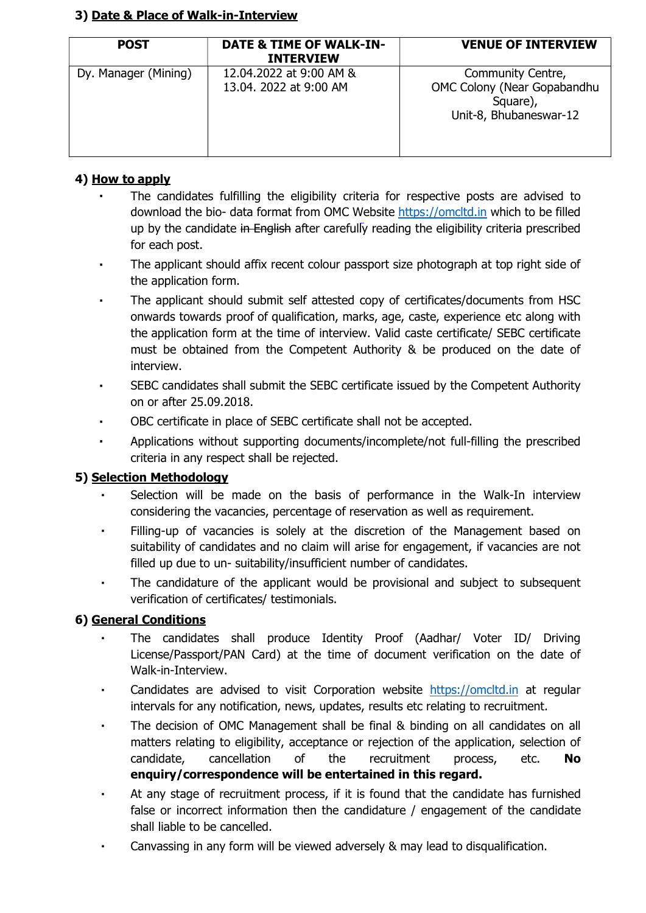### 3) Date & Place of Walk-in-Interview

| POST | DATE & TIME OF WALK-IN-INTERVIEW | VENUE OF INTERVIEW |
|---|---|---|
| Dy. Manager (Mining) | 12.04.2022 at 9:00 AM & 13.04. 2022 at 9:00 AM | Community Centre, OMC Colony (Near Gopabandhu Square), Unit-8, Bhubaneswar-12 |

### 4) How to apply

- The candidates fulfilling the eligibility criteria for respective posts are advised to download the bio- data format from OMC Website https://omcltd.in which to be filled up by the candidate ~~in English~~ after carefully reading the eligibility criteria prescribed for each post.
- The applicant should affix recent colour passport size photograph at top right side of the application form.
- The applicant should submit self attested copy of certificates/documents from HSC onwards towards proof of qualification, marks, age, caste, experience etc along with the application form at the time of interview. Valid caste certificate/ SEBC certificate must be obtained from the Competent Authority & be produced on the date of interview.
- SEBC candidates shall submit the SEBC certificate issued by the Competent Authority on or after 25.09.2018.
- OBC certificate in place of SEBC certificate shall not be accepted.
- Applications without supporting documents/incomplete/not full-filling the prescribed criteria in any respect shall be rejected.

### 5) Selection Methodology

- Selection will be made on the basis of performance in the Walk-In interview considering the vacancies, percentage of reservation as well as requirement.
- Filling-up of vacancies is solely at the discretion of the Management based on suitability of candidates and no claim will arise for engagement, if vacancies are not filled up due to un- suitability/insufficient number of candidates.
- The candidature of the applicant would be provisional and subject to subsequent verification of certificates/ testimonials.

### 6) General Conditions

- The candidates shall produce Identity Proof (Aadhar/ Voter ID/ Driving License/Passport/PAN Card) at the time of document verification on the date of Walk-in-Interview.
- Candidates are advised to visit Corporation website https://omcltd.in at regular intervals for any notification, news, updates, results etc relating to recruitment.
- The decision of OMC Management shall be final & binding on all candidates on all matters relating to eligibility, acceptance or rejection of the application, selection of candidate, cancellation of the recruitment process, etc. **No enquiry/correspondence will be entertained in this regard.**
- At any stage of recruitment process, if it is found that the candidate has furnished false or incorrect information then the candidature / engagement of the candidate shall liable to be cancelled.
- Canvassing in any form will be viewed adversely & may lead to disqualification.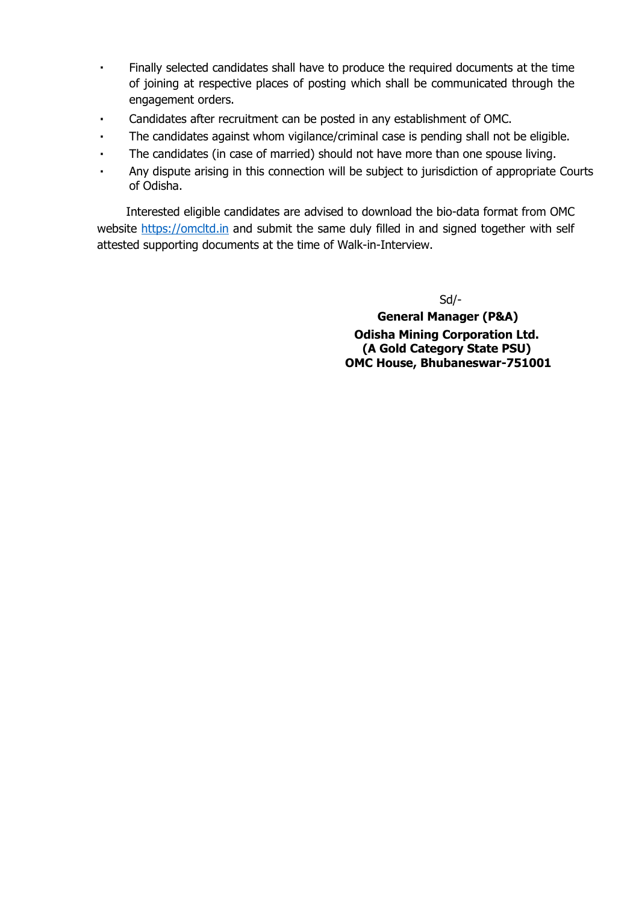- Finally selected candidates shall have to produce the required documents at the time of joining at respective places of posting which shall be communicated through the engagement orders.
- Candidates after recruitment can be posted in any establishment of OMC.
- The candidates against whom vigilance/criminal case is pending shall not be eligible.
- The candidates (in case of married) should not have more than one spouse living.
- Any dispute arising in this connection will be subject to jurisdiction of appropriate Courts of Odisha.

Interested eligible candidates are advised to download the bio-data format from OMC website [https://omcltd.in](https://omcltd.in) and submit the same duly filled in and signed together with self attested supporting documents at the time of Walk-in-Interview.

Sd/-

**General Manager (P&A)**
**Odisha Mining Corporation Ltd.**
**(A Gold Category State PSU)**
**OMC House, Bhubaneswar-751001**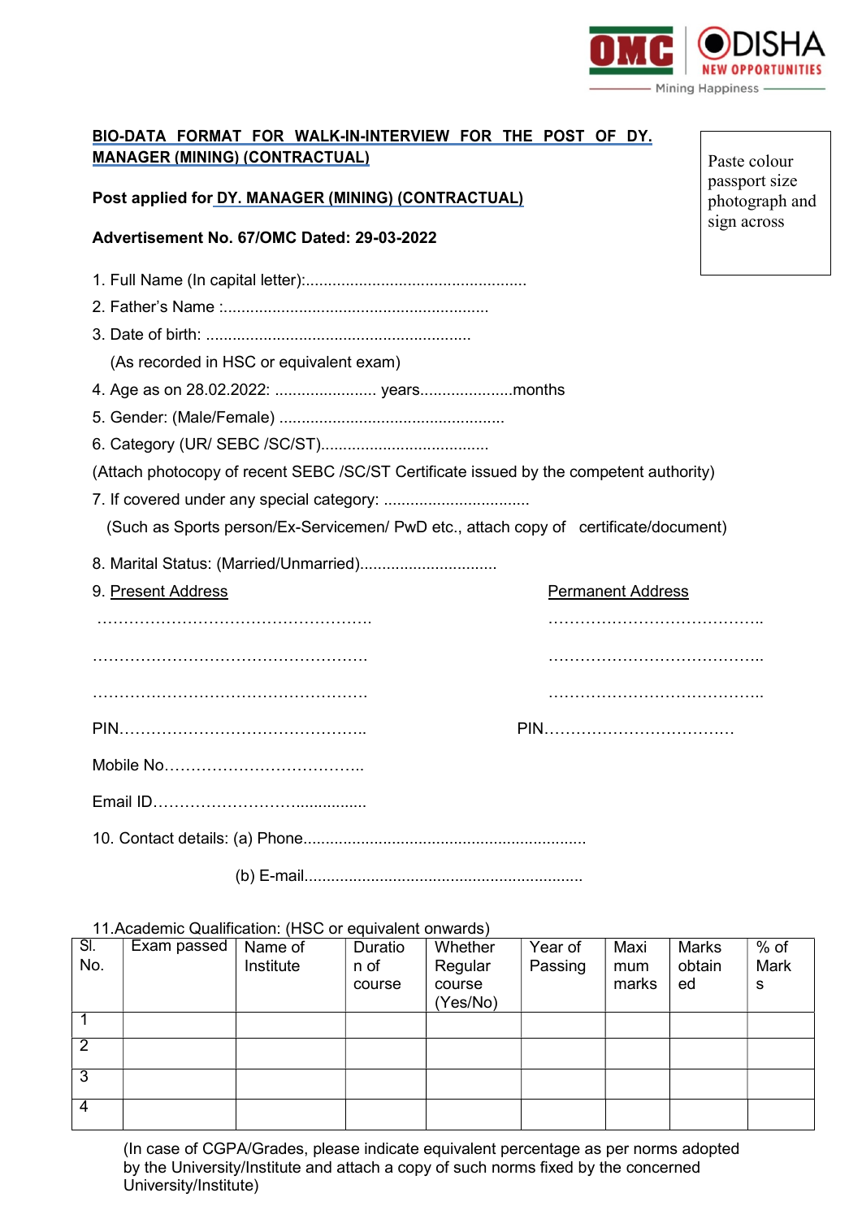OMC | ODISHA NEW OPPORTUNITIES
Mining Happiness

**BIO-DATA FORMAT FOR WALK-IN-INTERVIEW FOR THE POST OF DY. MANAGER (MINING) (CONTRACTUAL)**

Paste colour passport size photograph and sign across

**Post applied for DY. MANAGER (MINING) (CONTRACTUAL)**

**Advertisement No. 67/OMC Dated: 29-03-2022**

1. Full Name (In capital letter):..................................................
2. Father's Name :............................................................
3. Date of birth: ...........................................................
   (As recorded in HSC or equivalent exam)
4. Age as on 28.02.2022: ...................... years....................months
5. Gender: (Male/Female) ..................................................
6. Category (UR/ SEBC /SC/ST).....................................

(Attach photocopy of recent SEBC /SC/ST Certificate issued by the competent authority)

7. If covered under any special category: ................................
   (Such as Sports person/Ex-Servicemen/ PwD etc., attach copy of certificate/document)
8. Marital Status: (Married/Unmarried)..............................
9. Present Address

   ……………………………………………….

   ……………………………………………….

   ……………………………………………….

   PIN………………………………………..

   Permanent Address

   …………………………………..

   …………………………………..

   …………………………………..

   PIN………………………………

   Mobile No………………………………..

   Email ID……………………….................

10. Contact details: (a) Phone..............................................................

    (b) E-mail.............................................................

11. Academic Qualification: (HSC or equivalent onwards)

| Sl. No. | Exam passed | Name of Institute | Duration of course | Whether Regular course (Yes/No) | Year of Passing | Maximum marks | Marks obtained | % of Marks |
|---|---|---|---|---|---|---|---|---|
| 1 | | | | | | | | |
| 2 | | | | | | | | |
| 3 | | | | | | | | |
| 4 | | | | | | | | |

(In case of CGPA/Grades, please indicate equivalent percentage as per norms adopted by the University/Institute and attach a copy of such norms fixed by the concerned University/Institute)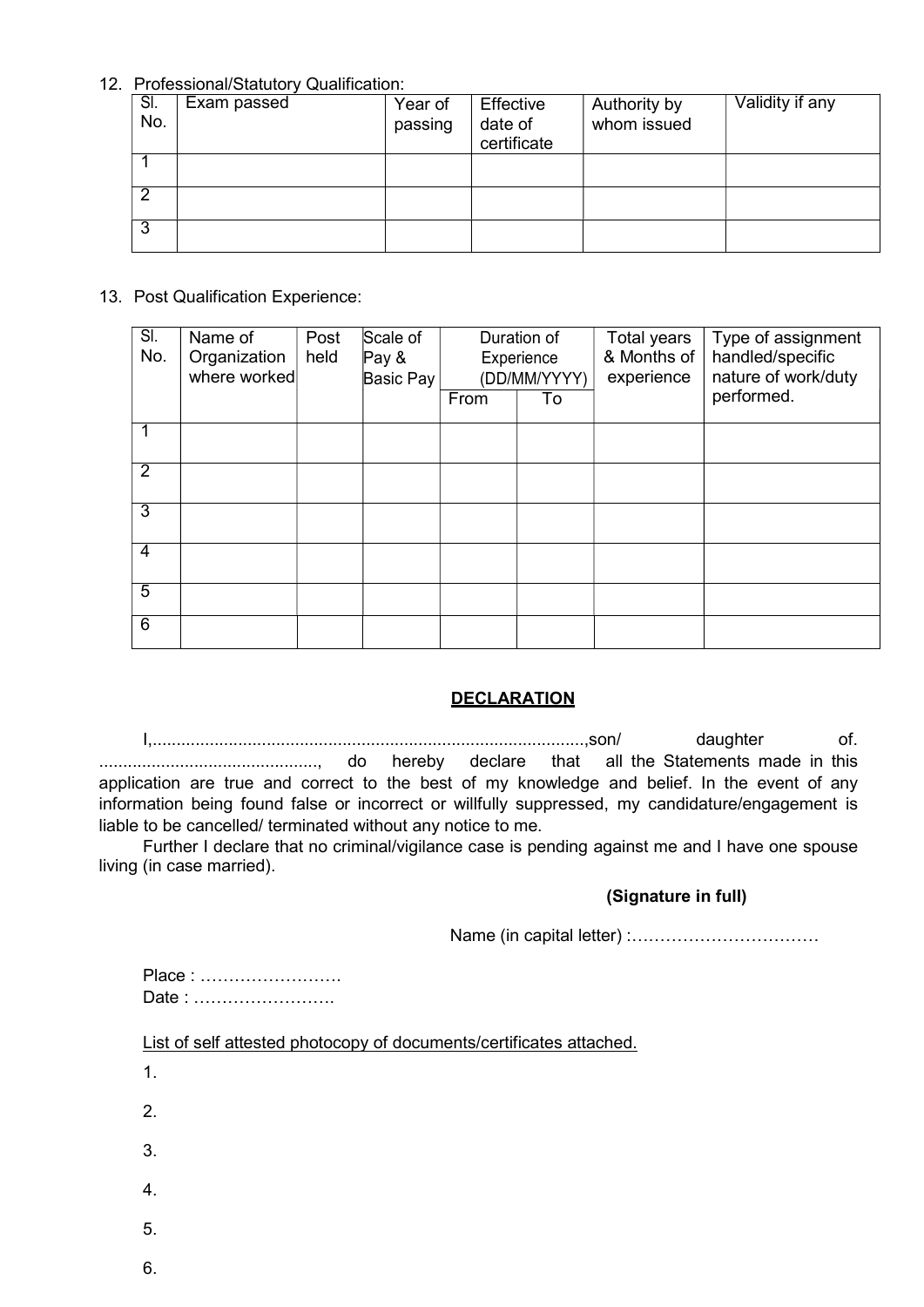12. Professional/Statutory Qualification:

| Sl. No. | Exam passed | Year of passing | Effective date of certificate | Authority by whom issued | Validity if any |
|---|---|---|---|---|---|
| 1 | | | | | |
| 2 | | | | | |
| 3 | | | | | |

13. Post Qualification Experience:

| Sl. No. | Name of Organization where worked | Post held | Scale of Pay & Basic Pay | Duration of Experience (DD/MM/YYYY) | | Total years & Months of experience | Type of assignment handled/specific nature of work/duty performed. |
|---|---|---|---|---|---|---|---|
| | | | | From | To | | |
| 1 | | | | | | | |
| 2 | | | | | | | |
| 3 | | | | | | | |
| 4 | | | | | | | |
| 5 | | | | | | | |
| 6 | | | | | | | |

**DECLARATION**

I,..........................................................................................,son/ daughter of. ............................................., do hereby declare that all the Statements made in this application are true and correct to the best of my knowledge and belief. In the event of any information being found false or incorrect or willfully suppressed, my candidature/engagement is liable to be cancelled/ terminated without any notice to me.

Further I declare that no criminal/vigilance case is pending against me and I have one spouse living (in case married).

**(Signature in full)**

Name (in capital letter) :……………………………

Place : ……………………  
Date : …………………….

List of self attested photocopy of documents/certificates attached.

1.

2.

3.

4.

5.

6.